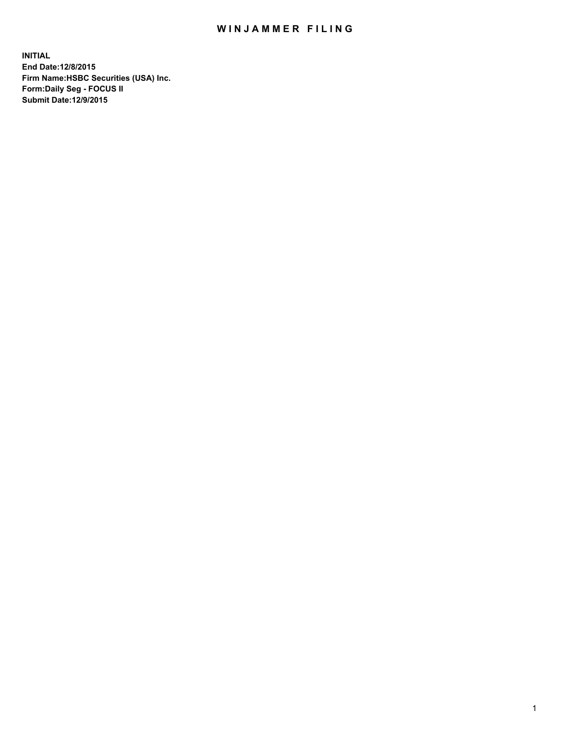# WINJAMMER FILING

**INITIAL**
**End Date:12/8/2015**
**Firm Name:HSBC Securities (USA) Inc.**
**Form:Daily Seg - FOCUS II**
**Submit Date:12/9/2015**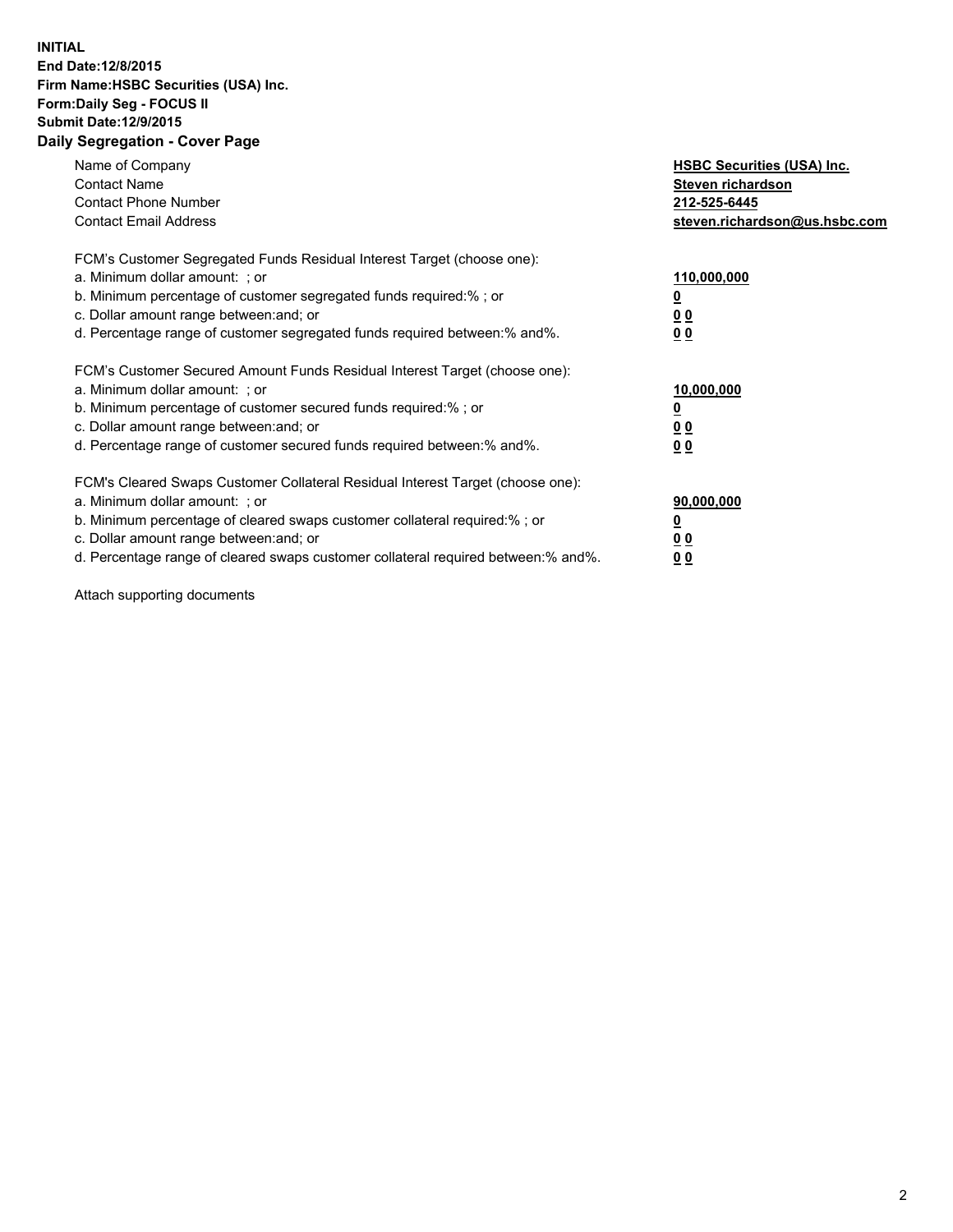**INITIAL**
**End Date:12/8/2015**
**Firm Name:HSBC Securities (USA) Inc.**
**Form:Daily Seg - FOCUS II**
**Submit Date:12/9/2015**

## Daily Segregation - Cover Page

| | |
|---|---|
| Name of Company | **HSBC Securities (USA) Inc.** |
| Contact Name | **Steven richardson** |
| Contact Phone Number | **212-525-6445** |
| Contact Email Address | **steven.richardson@us.hsbc.com** |

FCM's Customer Segregated Funds Residual Interest Target (choose one):

| | |
|---|---|
| a. Minimum dollar amount: ; or | **110,000,000** |
| b. Minimum percentage of customer segregated funds required:% ; or | **0** |
| c. Dollar amount range between:and; or | **0 0** |
| d. Percentage range of customer segregated funds required between:% and%. | **0 0** |

FCM's Customer Secured Amount Funds Residual Interest Target (choose one):

| | |
|---|---|
| a. Minimum dollar amount: ; or | **10,000,000** |
| b. Minimum percentage of customer secured funds required:% ; or | **0** |
| c. Dollar amount range between:and; or | **0 0** |
| d. Percentage range of customer secured funds required between:% and%. | **0 0** |

FCM's Cleared Swaps Customer Collateral Residual Interest Target (choose one):

| | |
|---|---|
| a. Minimum dollar amount: ; or | **90,000,000** |
| b. Minimum percentage of cleared swaps customer collateral required:% ; or | **0** |
| c. Dollar amount range between:and; or | **0 0** |
| d. Percentage range of cleared swaps customer collateral required between:% and%. | **0 0** |

Attach supporting documents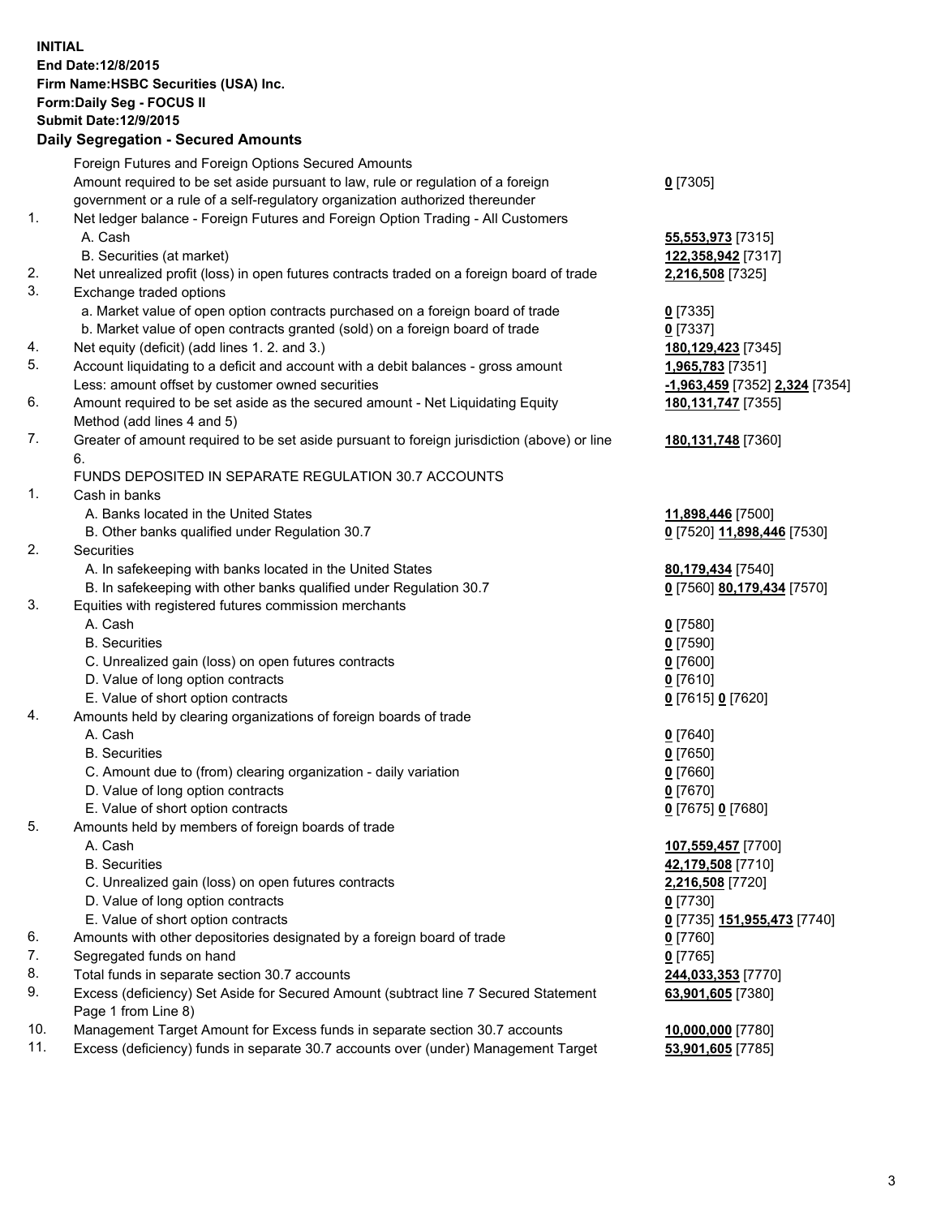**INITIAL**
**End Date:12/8/2015**
**Firm Name:HSBC Securities (USA) Inc.**
**Form:Daily Seg - FOCUS II**
**Submit Date:12/9/2015**

**Daily Segregation - Secured Amounts**

| | | |
|---|---|---|
| | Foreign Futures and Foreign Options Secured Amounts | |
| | Amount required to be set aside pursuant to law, rule or regulation of a foreign government or a rule of a self-regulatory organization authorized thereunder | **0** [7305] |
| 1. | Net ledger balance - Foreign Futures and Foreign Option Trading - All Customers | |
| | A. Cash | **55,553,973** [7315] |
| | B. Securities (at market) | **122,358,942** [7317] |
| 2. | Net unrealized profit (loss) in open futures contracts traded on a foreign board of trade | **2,216,508** [7325] |
| 3. | Exchange traded options | |
| | a. Market value of open option contracts purchased on a foreign board of trade | **0** [7335] |
| | b. Market value of open contracts granted (sold) on a foreign board of trade | **0** [7337] |
| 4. | Net equity (deficit) (add lines 1. 2. and 3.) | **180,129,423** [7345] |
| 5. | Account liquidating to a deficit and account with a debit balances - gross amount | **1,965,783** [7351] |
| | Less: amount offset by customer owned securities | **-1,963,459** [7352] **2,324** [7354] |
| 6. | Amount required to be set aside as the secured amount - Net Liquidating Equity Method (add lines 4 and 5) | **180,131,747** [7355] |
| 7. | Greater of amount required to be set aside pursuant to foreign jurisdiction (above) or line 6. | **180,131,748** [7360] |
| | FUNDS DEPOSITED IN SEPARATE REGULATION 30.7 ACCOUNTS | |
| 1. | Cash in banks | |
| | A. Banks located in the United States | **11,898,446** [7500] |
| | B. Other banks qualified under Regulation 30.7 | **0** [7520] **11,898,446** [7530] |
| 2. | Securities | |
| | A. In safekeeping with banks located in the United States | **80,179,434** [7540] |
| | B. In safekeeping with other banks qualified under Regulation 30.7 | **0** [7560] **80,179,434** [7570] |
| 3. | Equities with registered futures commission merchants | |
| | A. Cash | **0** [7580] |
| | B. Securities | **0** [7590] |
| | C. Unrealized gain (loss) on open futures contracts | **0** [7600] |
| | D. Value of long option contracts | **0** [7610] |
| | E. Value of short option contracts | **0** [7615] **0** [7620] |
| 4. | Amounts held by clearing organizations of foreign boards of trade | |
| | A. Cash | **0** [7640] |
| | B. Securities | **0** [7650] |
| | C. Amount due to (from) clearing organization - daily variation | **0** [7660] |
| | D. Value of long option contracts | **0** [7670] |
| | E. Value of short option contracts | **0** [7675] **0** [7680] |
| 5. | Amounts held by members of foreign boards of trade | |
| | A. Cash | **107,559,457** [7700] |
| | B. Securities | **42,179,508** [7710] |
| | C. Unrealized gain (loss) on open futures contracts | **2,216,508** [7720] |
| | D. Value of long option contracts | **0** [7730] |
| | E. Value of short option contracts | **0** [7735] **151,955,473** [7740] |
| 6. | Amounts with other depositories designated by a foreign board of trade | **0** [7760] |
| 7. | Segregated funds on hand | **0** [7765] |
| 8. | Total funds in separate section 30.7 accounts | **244,033,353** [7770] |
| 9. | Excess (deficiency) Set Aside for Secured Amount (subtract line 7 Secured Statement Page 1 from Line 8) | **63,901,605** [7380] |
| 10. | Management Target Amount for Excess funds in separate section 30.7 accounts | **10,000,000** [7780] |
| 11. | Excess (deficiency) funds in separate 30.7 accounts over (under) Management Target | **53,901,605** [7785] |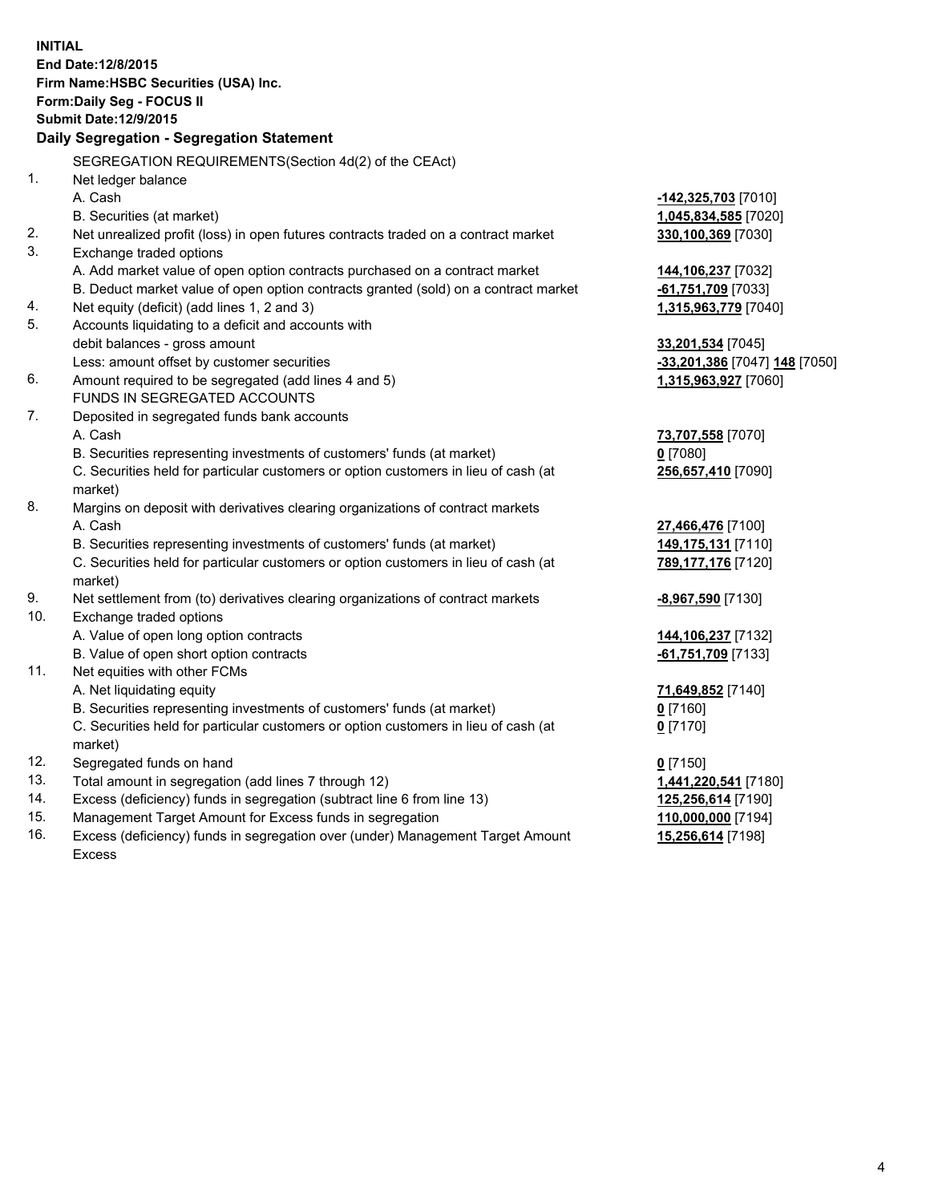**INITIAL**
**End Date:12/8/2015**
**Firm Name:HSBC Securities (USA) Inc.**
**Form:Daily Seg - FOCUS II**
**Submit Date:12/9/2015**

## Daily Segregation - Segregation Statement

| | | |
|---|---|---|
| | SEGREGATION REQUIREMENTS(Section 4d(2) of the CEAct) | |
| 1. | Net ledger balance | |
| | A. Cash | **-142,325,703** [7010] |
| | B. Securities (at market) | **1,045,834,585** [7020] |
| 2. | Net unrealized profit (loss) in open futures contracts traded on a contract market | **330,100,369** [7030] |
| 3. | Exchange traded options | |
| | A. Add market value of open option contracts purchased on a contract market | **144,106,237** [7032] |
| | B. Deduct market value of open option contracts granted (sold) on a contract market | **-61,751,709** [7033] |
| 4. | Net equity (deficit) (add lines 1, 2 and 3) | **1,315,963,779** [7040] |
| 5. | Accounts liquidating to a deficit and accounts with debit balances - gross amount | **33,201,534** [7045] |
| | Less: amount offset by customer securities | **-33,201,386** [7047] **148** [7050] |
| 6. | Amount required to be segregated (add lines 4 and 5) | **1,315,963,927** [7060] |
| | FUNDS IN SEGREGATED ACCOUNTS | |
| 7. | Deposited in segregated funds bank accounts | |
| | A. Cash | **73,707,558** [7070] |
| | B. Securities representing investments of customers' funds (at market) | **0** [7080] |
| | C. Securities held for particular customers or option customers in lieu of cash (at market) | **256,657,410** [7090] |
| 8. | Margins on deposit with derivatives clearing organizations of contract markets | |
| | A. Cash | **27,466,476** [7100] |
| | B. Securities representing investments of customers' funds (at market) | **149,175,131** [7110] |
| | C. Securities held for particular customers or option customers in lieu of cash (at market) | **789,177,176** [7120] |
| 9. | Net settlement from (to) derivatives clearing organizations of contract markets | **-8,967,590** [7130] |
| 10. | Exchange traded options | |
| | A. Value of open long option contracts | **144,106,237** [7132] |
| | B. Value of open short option contracts | **-61,751,709** [7133] |
| 11. | Net equities with other FCMs | |
| | A. Net liquidating equity | **71,649,852** [7140] |
| | B. Securities representing investments of customers' funds (at market) | **0** [7160] |
| | C. Securities held for particular customers or option customers in lieu of cash (at market) | **0** [7170] |
| 12. | Segregated funds on hand | **0** [7150] |
| 13. | Total amount in segregation (add lines 7 through 12) | **1,441,220,541** [7180] |
| 14. | Excess (deficiency) funds in segregation (subtract line 6 from line 13) | **125,256,614** [7190] |
| 15. | Management Target Amount for Excess funds in segregation | **110,000,000** [7194] |
| 16. | Excess (deficiency) funds in segregation over (under) Management Target Amount Excess | **15,256,614** [7198] |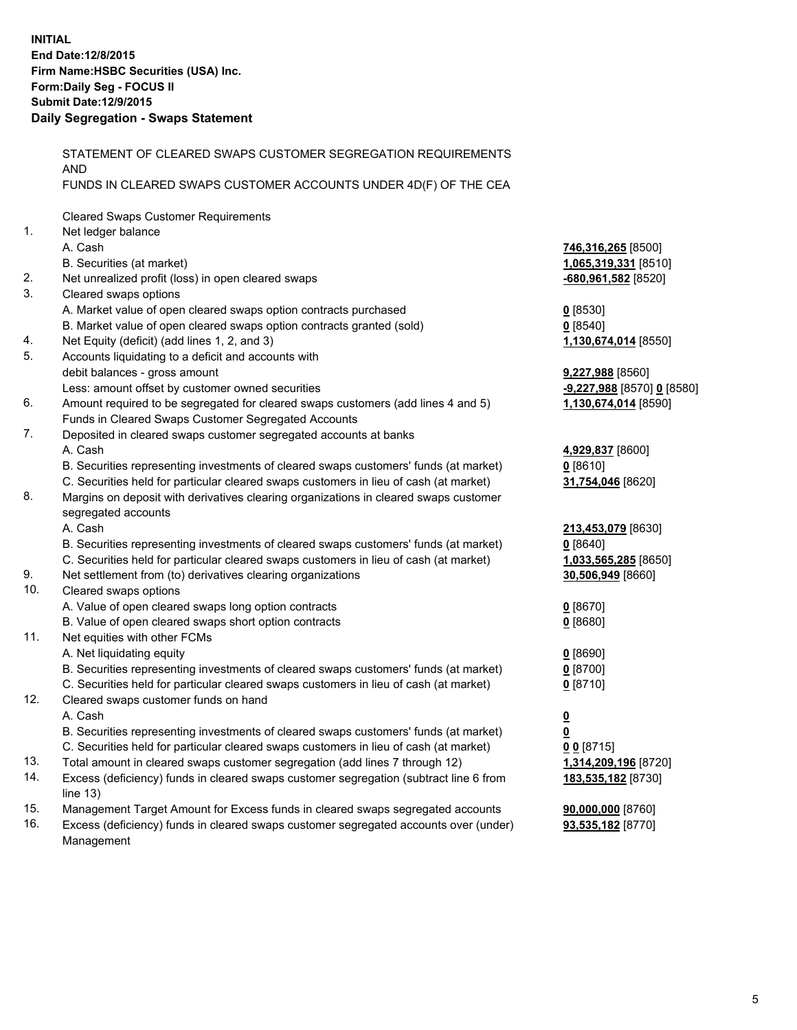**INITIAL**
**End Date:12/8/2015**
**Firm Name:HSBC Securities (USA) Inc.**
**Form:Daily Seg - FOCUS II**
**Submit Date:12/9/2015**
**Daily Segregation - Swaps Statement**

STATEMENT OF CLEARED SWAPS CUSTOMER SEGREGATION REQUIREMENTS AND FUNDS IN CLEARED SWAPS CUSTOMER ACCOUNTS UNDER 4D(F) OF THE CEA

| | | |
|---|---|---|
| | Cleared Swaps Customer Requirements | |
| 1. | Net ledger balance | |
| | A. Cash | **746,316,265** [8500] |
| | B. Securities (at market) | **1,065,319,331** [8510] |
| 2. | Net unrealized profit (loss) in open cleared swaps | **-680,961,582** [8520] |
| 3. | Cleared swaps options | |
| | A. Market value of open cleared swaps option contracts purchased | **0** [8530] |
| | B. Market value of open cleared swaps option contracts granted (sold) | **0** [8540] |
| 4. | Net Equity (deficit) (add lines 1, 2, and 3) | **1,130,674,014** [8550] |
| 5. | Accounts liquidating to a deficit and accounts with debit balances - gross amount | **9,227,988** [8560] |
| | Less: amount offset by customer owned securities | **-9,227,988** [8570] **0** [8580] |
| 6. | Amount required to be segregated for cleared swaps customers (add lines 4 and 5) | **1,130,674,014** [8590] |
| | Funds in Cleared Swaps Customer Segregated Accounts | |
| 7. | Deposited in cleared swaps customer segregated accounts at banks | |
| | A. Cash | **4,929,837** [8600] |
| | B. Securities representing investments of cleared swaps customers' funds (at market) | **0** [8610] |
| | C. Securities held for particular cleared swaps customers in lieu of cash (at market) | **31,754,046** [8620] |
| 8. | Margins on deposit with derivatives clearing organizations in cleared swaps customer segregated accounts | |
| | A. Cash | **213,453,079** [8630] |
| | B. Securities representing investments of cleared swaps customers' funds (at market) | **0** [8640] |
| | C. Securities held for particular cleared swaps customers in lieu of cash (at market) | **1,033,565,285** [8650] |
| 9. | Net settlement from (to) derivatives clearing organizations | **30,506,949** [8660] |
| 10. | Cleared swaps options | |
| | A. Value of open cleared swaps long option contracts | **0** [8670] |
| | B. Value of open cleared swaps short option contracts | **0** [8680] |
| 11. | Net equities with other FCMs | |
| | A. Net liquidating equity | **0** [8690] |
| | B. Securities representing investments of cleared swaps customers' funds (at market) | **0** [8700] |
| | C. Securities held for particular cleared swaps customers in lieu of cash (at market) | **0** [8710] |
| 12. | Cleared swaps customer funds on hand | |
| | A. Cash | **0** |
| | B. Securities representing investments of cleared swaps customers' funds (at market) | **0** |
| | C. Securities held for particular cleared swaps customers in lieu of cash (at market) | **0** **0** [8715] |
| 13. | Total amount in cleared swaps customer segregation (add lines 7 through 12) | **1,314,209,196** [8720] |
| 14. | Excess (deficiency) funds in cleared swaps customer segregation (subtract line 6 from line 13) | **183,535,182** [8730] |
| 15. | Management Target Amount for Excess funds in cleared swaps segregated accounts | **90,000,000** [8760] |
| 16. | Excess (deficiency) funds in cleared swaps customer segregated accounts over (under) Management | **93,535,182** [8770] |